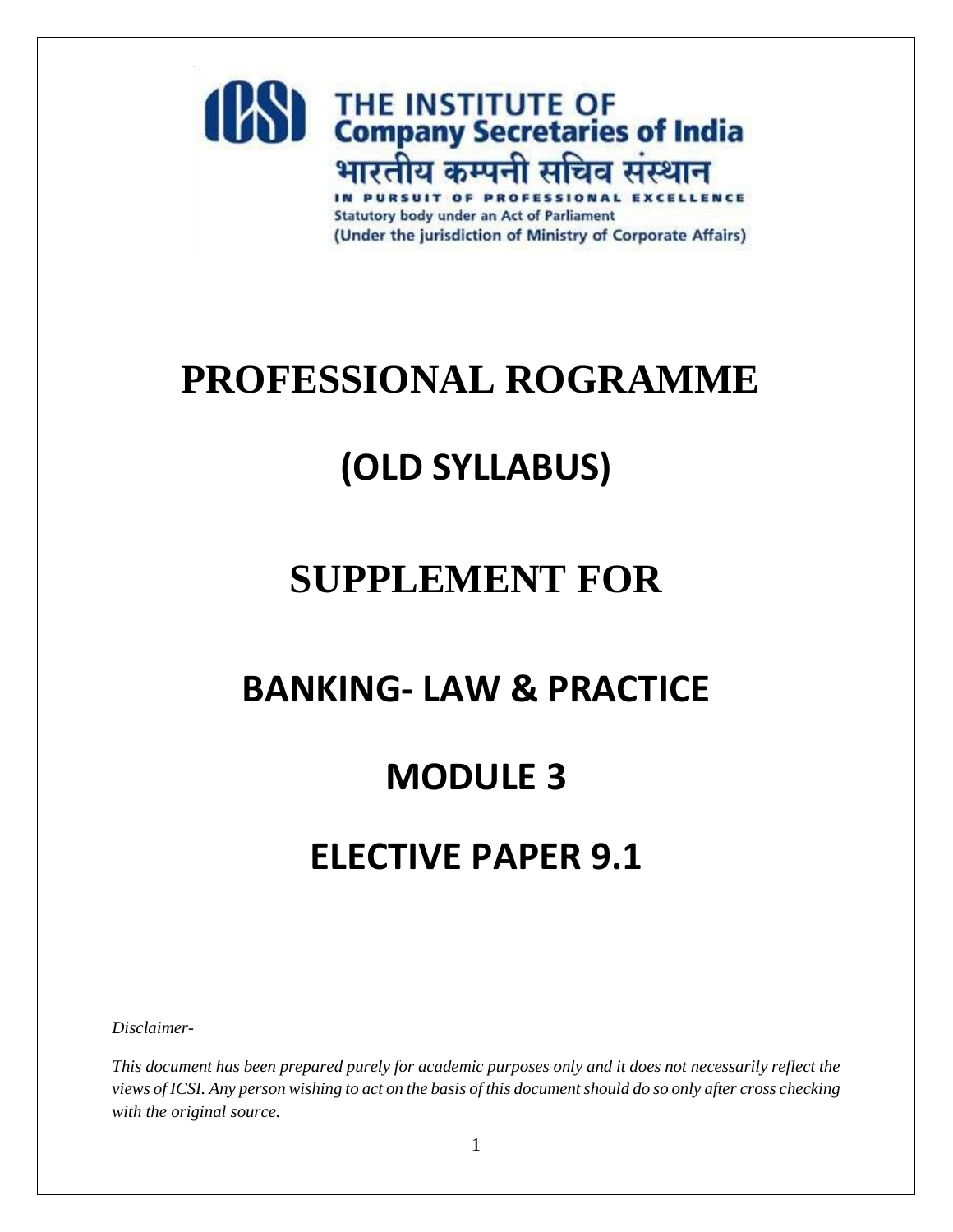THE INSTITUTE OF
Company Secretaries of India
भारतीय कम्पनी सचिव संस्थान
IN PURSUIT OF PROFESSIONAL EXCELLENCE
Statutory body under an Act of Parliament
(Under the jurisdiction of Ministry of Corporate Affairs)

# PROFESSIONAL ROGRAMME

# (OLD SYLLABUS)

# SUPPLEMENT FOR

# BANKING- LAW & PRACTICE

# MODULE 3

# ELECTIVE PAPER 9.1

*Disclaimer-*

*This document has been prepared purely for academic purposes only and it does not necessarily reflect the views of ICSI. Any person wishing to act on the basis of this document should do so only after cross checking with the original source.*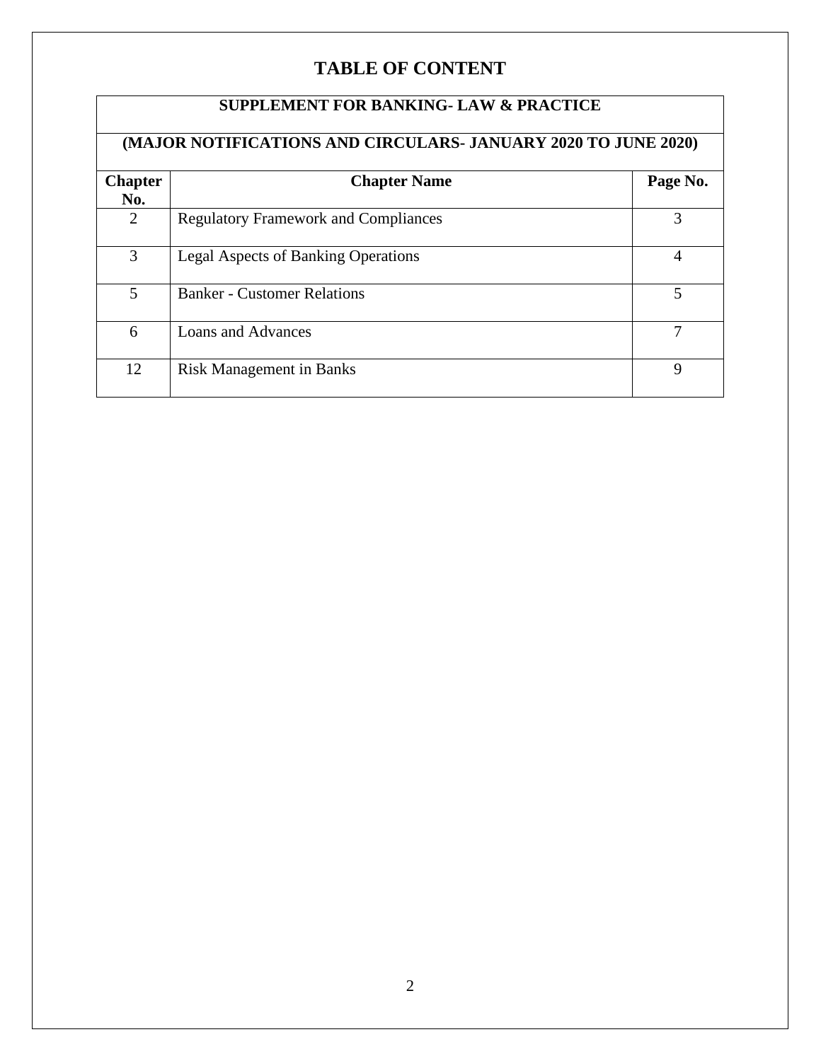# TABLE OF CONTENT

| SUPPLEMENT FOR BANKING- LAW & PRACTICE | | |
|---|---|---|
| **(MAJOR NOTIFICATIONS AND CIRCULARS- JANUARY 2020 TO JUNE 2020)** | | |
| **Chapter No.** | **Chapter Name** | **Page No.** |
| 2 | Regulatory Framework and Compliances | 3 |
| 3 | Legal Aspects of Banking Operations | 4 |
| 5 | Banker - Customer Relations | 5 |
| 6 | Loans and Advances | 7 |
| 12 | Risk Management in Banks | 9 |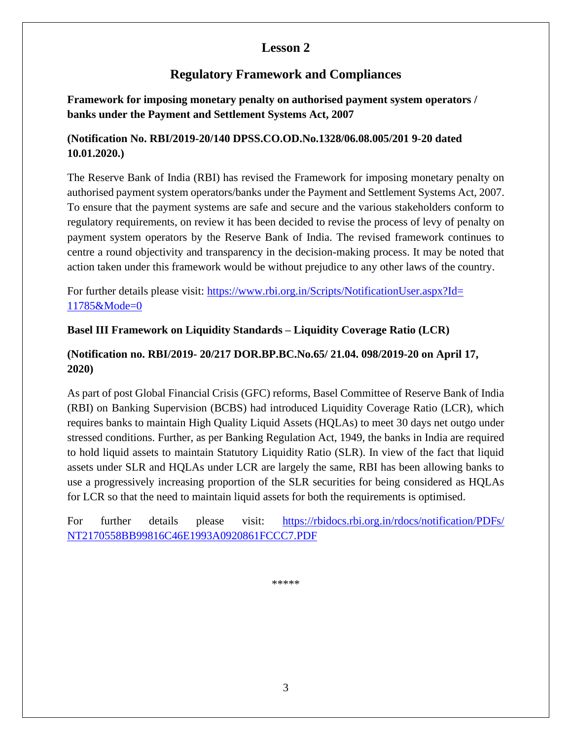# Lesson 2

## Regulatory Framework and Compliances

**Framework for imposing monetary penalty on authorised payment system operators / banks under the Payment and Settlement Systems Act, 2007**

**(Notification No. RBI/2019-20/140 DPSS.CO.OD.No.1328/06.08.005/201 9-20 dated 10.01.2020.)**

The Reserve Bank of India (RBI) has revised the Framework for imposing monetary penalty on authorised payment system operators/banks under the Payment and Settlement Systems Act, 2007. To ensure that the payment systems are safe and secure and the various stakeholders conform to regulatory requirements, on review it has been decided to revise the process of levy of penalty on payment system operators by the Reserve Bank of India. The revised framework continues to centre a round objectivity and transparency in the decision-making process. It may be noted that action taken under this framework would be without prejudice to any other laws of the country.

For further details please visit: https://www.rbi.org.in/Scripts/NotificationUser.aspx?Id=11785&Mode=0

**Basel III Framework on Liquidity Standards – Liquidity Coverage Ratio (LCR)**

**(Notification no. RBI/2019- 20/217 DOR.BP.BC.No.65/ 21.04. 098/2019-20 on April 17, 2020)**

As part of post Global Financial Crisis (GFC) reforms, Basel Committee of Reserve Bank of India (RBI) on Banking Supervision (BCBS) had introduced Liquidity Coverage Ratio (LCR), which requires banks to maintain High Quality Liquid Assets (HQLAs) to meet 30 days net outgo under stressed conditions. Further, as per Banking Regulation Act, 1949, the banks in India are required to hold liquid assets to maintain Statutory Liquidity Ratio (SLR). In view of the fact that liquid assets under SLR and HQLAs under LCR are largely the same, RBI has been allowing banks to use a progressively increasing proportion of the SLR securities for being considered as HQLAs for LCR so that the need to maintain liquid assets for both the requirements is optimised.

For further details please visit: https://rbidocs.rbi.org.in/rdocs/notification/PDFs/NT2170558BB99816C46E1993A0920861FCCC7.PDF

*****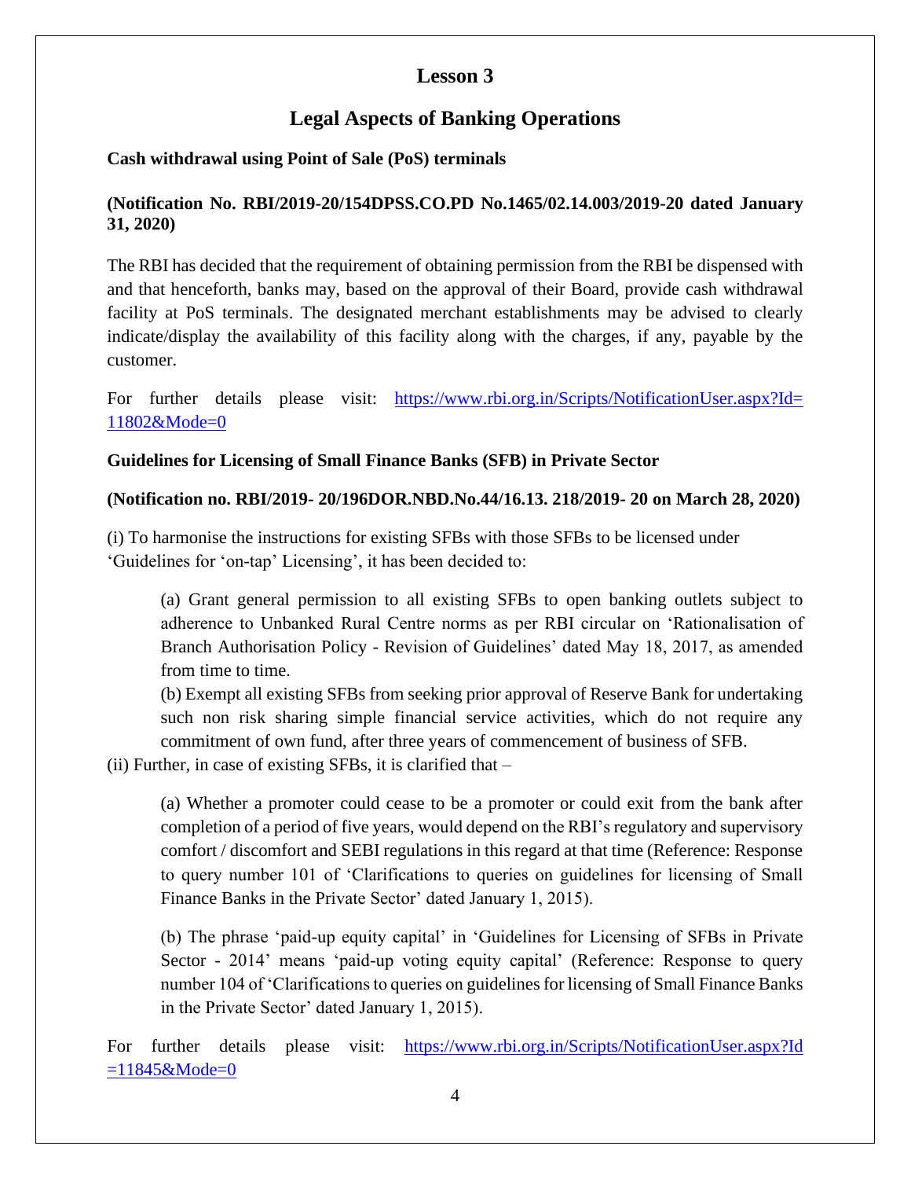# Lesson 3

## Legal Aspects of Banking Operations

**Cash withdrawal using Point of Sale (PoS) terminals**

**(Notification No. RBI/2019-20/154DPSS.CO.PD No.1465/02.14.003/2019-20 dated January 31, 2020)**

The RBI has decided that the requirement of obtaining permission from the RBI be dispensed with and that henceforth, banks may, based on the approval of their Board, provide cash withdrawal facility at PoS terminals. The designated merchant establishments may be advised to clearly indicate/display the availability of this facility along with the charges, if any, payable by the customer.

For further details please visit: https://www.rbi.org.in/Scripts/NotificationUser.aspx?Id=11802&Mode=0

**Guidelines for Licensing of Small Finance Banks (SFB) in Private Sector**

**(Notification no. RBI/2019- 20/196DOR.NBD.No.44/16.13. 218/2019- 20 on March 28, 2020)**

(i) To harmonise the instructions for existing SFBs with those SFBs to be licensed under 'Guidelines for 'on-tap' Licensing', it has been decided to:

> (a) Grant general permission to all existing SFBs to open banking outlets subject to adherence to Unbanked Rural Centre norms as per RBI circular on 'Rationalisation of Branch Authorisation Policy - Revision of Guidelines' dated May 18, 2017, as amended from time to time.
>
> (b) Exempt all existing SFBs from seeking prior approval of Reserve Bank for undertaking such non risk sharing simple financial service activities, which do not require any commitment of own fund, after three years of commencement of business of SFB.

(ii) Further, in case of existing SFBs, it is clarified that –

> (a) Whether a promoter could cease to be a promoter or could exit from the bank after completion of a period of five years, would depend on the RBI's regulatory and supervisory comfort / discomfort and SEBI regulations in this regard at that time (Reference: Response to query number 101 of 'Clarifications to queries on guidelines for licensing of Small Finance Banks in the Private Sector' dated January 1, 2015).
>
> (b) The phrase 'paid-up equity capital' in 'Guidelines for Licensing of SFBs in Private Sector - 2014' means 'paid-up voting equity capital' (Reference: Response to query number 104 of 'Clarifications to queries on guidelines for licensing of Small Finance Banks in the Private Sector' dated January 1, 2015).

For further details please visit: https://www.rbi.org.in/Scripts/NotificationUser.aspx?Id=11845&Mode=0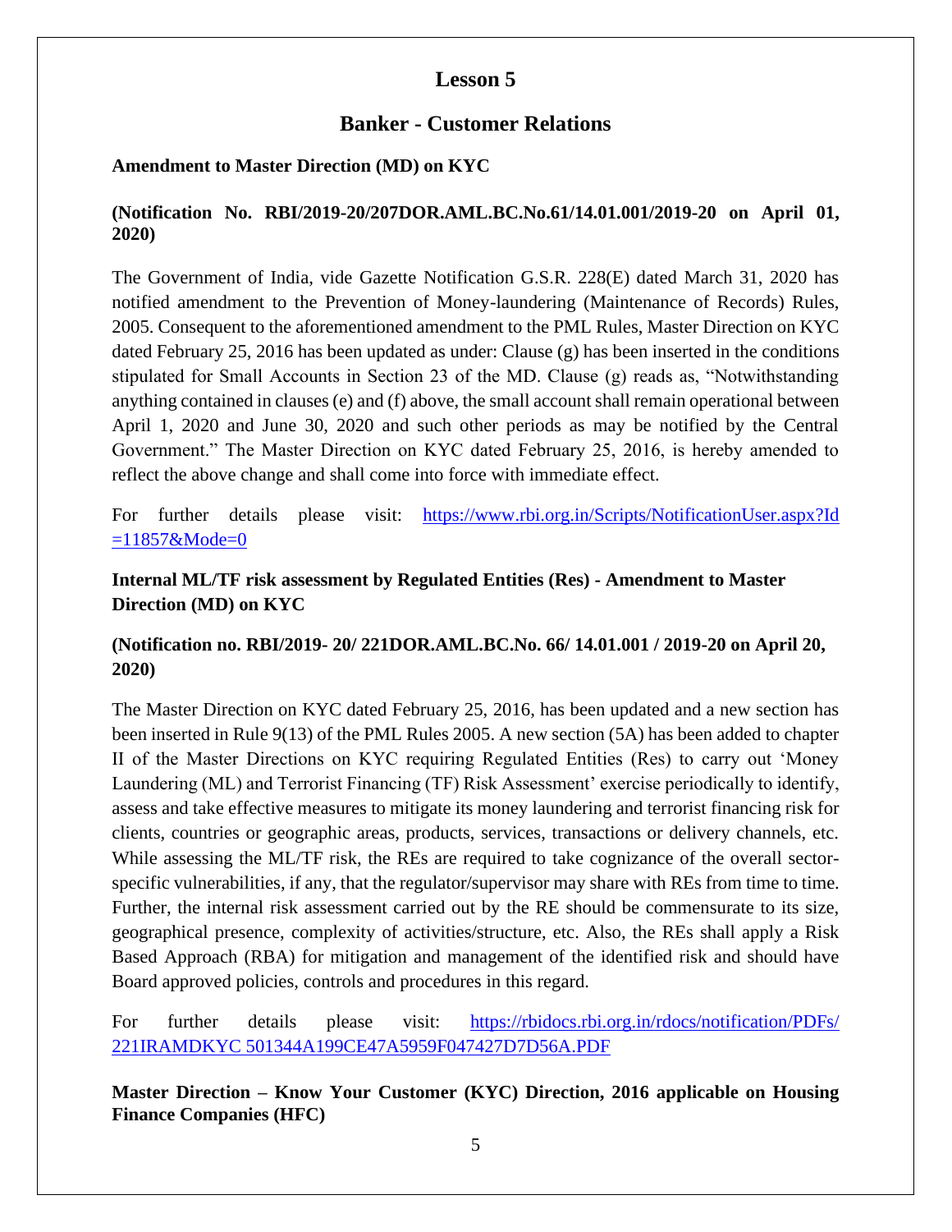# Lesson 5

## Banker - Customer Relations

**Amendment to Master Direction (MD) on KYC**

**(Notification No. RBI/2019-20/207DOR.AML.BC.No.61/14.01.001/2019-20 on April 01, 2020)**

The Government of India, vide Gazette Notification G.S.R. 228(E) dated March 31, 2020 has notified amendment to the Prevention of Money-laundering (Maintenance of Records) Rules, 2005. Consequent to the aforementioned amendment to the PML Rules, Master Direction on KYC dated February 25, 2016 has been updated as under: Clause (g) has been inserted in the conditions stipulated for Small Accounts in Section 23 of the MD. Clause (g) reads as, "Notwithstanding anything contained in clauses (e) and (f) above, the small account shall remain operational between April 1, 2020 and June 30, 2020 and such other periods as may be notified by the Central Government." The Master Direction on KYC dated February 25, 2016, is hereby amended to reflect the above change and shall come into force with immediate effect.

For further details please visit: https://www.rbi.org.in/Scripts/NotificationUser.aspx?Id=11857&Mode=0

**Internal ML/TF risk assessment by Regulated Entities (Res) - Amendment to Master Direction (MD) on KYC**

**(Notification no. RBI/2019- 20/ 221DOR.AML.BC.No. 66/ 14.01.001 / 2019-20 on April 20, 2020)**

The Master Direction on KYC dated February 25, 2016, has been updated and a new section has been inserted in Rule 9(13) of the PML Rules 2005. A new section (5A) has been added to chapter II of the Master Directions on KYC requiring Regulated Entities (Res) to carry out 'Money Laundering (ML) and Terrorist Financing (TF) Risk Assessment' exercise periodically to identify, assess and take effective measures to mitigate its money laundering and terrorist financing risk for clients, countries or geographic areas, products, services, transactions or delivery channels, etc. While assessing the ML/TF risk, the REs are required to take cognizance of the overall sector-specific vulnerabilities, if any, that the regulator/supervisor may share with REs from time to time. Further, the internal risk assessment carried out by the RE should be commensurate to its size, geographical presence, complexity of activities/structure, etc. Also, the REs shall apply a Risk Based Approach (RBA) for mitigation and management of the identified risk and should have Board approved policies, controls and procedures in this regard.

For further details please visit: https://rbidocs.rbi.org.in/rdocs/notification/PDFs/221IRAMDKYC 501344A199CE47A5959F047427D7D56A.PDF

**Master Direction – Know Your Customer (KYC) Direction, 2016 applicable on Housing Finance Companies (HFC)**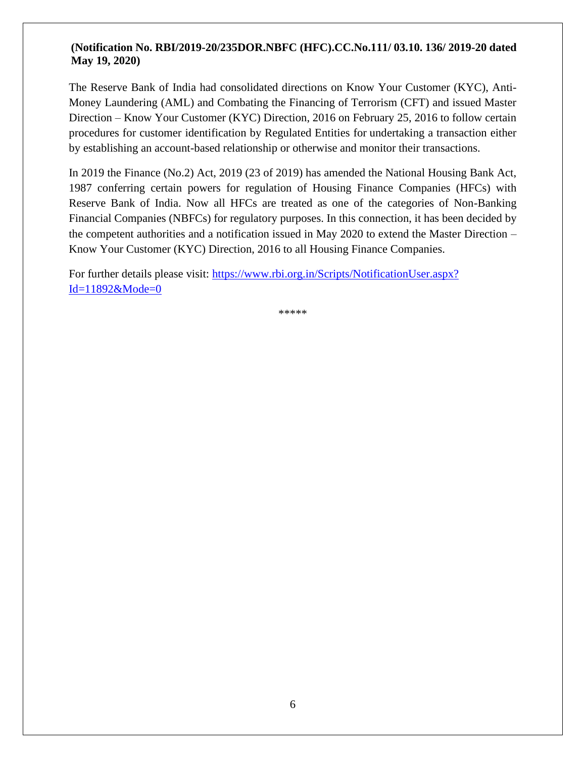**(Notification No. RBI/2019-20/235DOR.NBFC (HFC).CC.No.111/ 03.10. 136/ 2019-20 dated May 19, 2020)**

The Reserve Bank of India had consolidated directions on Know Your Customer (KYC), Anti-Money Laundering (AML) and Combating the Financing of Terrorism (CFT) and issued Master Direction – Know Your Customer (KYC) Direction, 2016 on February 25, 2016 to follow certain procedures for customer identification by Regulated Entities for undertaking a transaction either by establishing an account-based relationship or otherwise and monitor their transactions.

In 2019 the Finance (No.2) Act, 2019 (23 of 2019) has amended the National Housing Bank Act, 1987 conferring certain powers for regulation of Housing Finance Companies (HFCs) with Reserve Bank of India. Now all HFCs are treated as one of the categories of Non-Banking Financial Companies (NBFCs) for regulatory purposes. In this connection, it has been decided by the competent authorities and a notification issued in May 2020 to extend the Master Direction – Know Your Customer (KYC) Direction, 2016 to all Housing Finance Companies.

For further details please visit: https://www.rbi.org.in/Scripts/NotificationUser.aspx?Id=11892&Mode=0

*****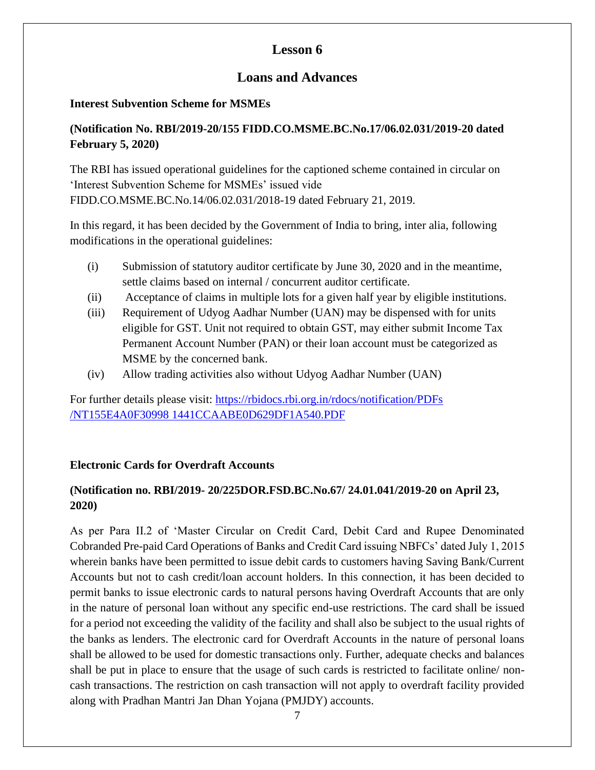# Lesson 6

## Loans and Advances

### Interest Subvention Scheme for MSMEs

**(Notification No. RBI/2019-20/155 FIDD.CO.MSME.BC.No.17/06.02.031/2019-20 dated February 5, 2020)**

The RBI has issued operational guidelines for the captioned scheme contained in circular on 'Interest Subvention Scheme for MSMEs' issued vide FIDD.CO.MSME.BC.No.14/06.02.031/2018-19 dated February 21, 2019.

In this regard, it has been decided by the Government of India to bring, inter alia, following modifications in the operational guidelines:

(i) Submission of statutory auditor certificate by June 30, 2020 and in the meantime, settle claims based on internal / concurrent auditor certificate.

(ii) Acceptance of claims in multiple lots for a given half year by eligible institutions.

(iii) Requirement of Udyog Aadhar Number (UAN) may be dispensed with for units eligible for GST. Unit not required to obtain GST, may either submit Income Tax Permanent Account Number (PAN) or their loan account must be categorized as MSME by the concerned bank.

(iv) Allow trading activities also without Udyog Aadhar Number (UAN)

For further details please visit: [https://rbidocs.rbi.org.in/rdocs/notification/PDFs /NT155E4A0F30998 1441CCAABE0D629DF1A540.PDF](https://rbidocs.rbi.org.in/rdocs/notification/PDFs/NT155E4A0F309981441CCAABE0D629DF1A540.PDF)

### Electronic Cards for Overdraft Accounts

**(Notification no. RBI/2019- 20/225DOR.FSD.BC.No.67/ 24.01.041/2019-20 on April 23, 2020)**

As per Para II.2 of 'Master Circular on Credit Card, Debit Card and Rupee Denominated Cobranded Pre-paid Card Operations of Banks and Credit Card issuing NBFCs' dated July 1, 2015 wherein banks have been permitted to issue debit cards to customers having Saving Bank/Current Accounts but not to cash credit/loan account holders. In this connection, it has been decided to permit banks to issue electronic cards to natural persons having Overdraft Accounts that are only in the nature of personal loan without any specific end-use restrictions. The card shall be issued for a period not exceeding the validity of the facility and shall also be subject to the usual rights of the banks as lenders. The electronic card for Overdraft Accounts in the nature of personal loans shall be allowed to be used for domestic transactions only. Further, adequate checks and balances shall be put in place to ensure that the usage of such cards is restricted to facilitate online/ non-cash transactions. The restriction on cash transaction will not apply to overdraft facility provided along with Pradhan Mantri Jan Dhan Yojana (PMJDY) accounts.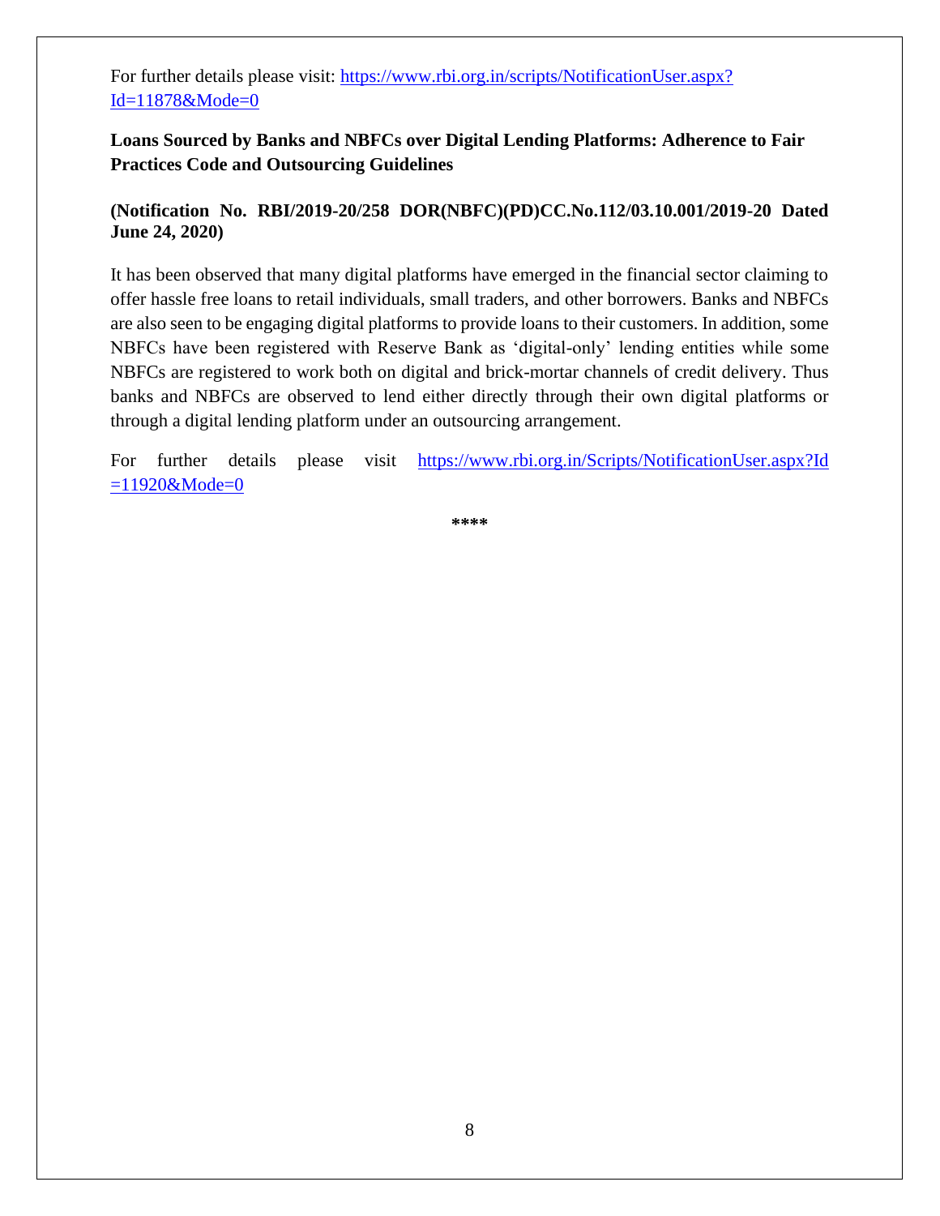For further details please visit: [https://www.rbi.org.in/scripts/NotificationUser.aspx?Id=11878&Mode=0](https://www.rbi.org.in/scripts/NotificationUser.aspx?Id=11878&Mode=0)

**Loans Sourced by Banks and NBFCs over Digital Lending Platforms: Adherence to Fair Practices Code and Outsourcing Guidelines**

**(Notification No. RBI/2019-20/258 DOR(NBFC)(PD)CC.No.112/03.10.001/2019-20 Dated June 24, 2020)**

It has been observed that many digital platforms have emerged in the financial sector claiming to offer hassle free loans to retail individuals, small traders, and other borrowers. Banks and NBFCs are also seen to be engaging digital platforms to provide loans to their customers. In addition, some NBFCs have been registered with Reserve Bank as 'digital-only' lending entities while some NBFCs are registered to work both on digital and brick-mortar channels of credit delivery. Thus banks and NBFCs are observed to lend either directly through their own digital platforms or through a digital lending platform under an outsourcing arrangement.

For further details please visit [https://www.rbi.org.in/Scripts/NotificationUser.aspx?Id=11920&Mode=0](https://www.rbi.org.in/Scripts/NotificationUser.aspx?Id=11920&Mode=0)

****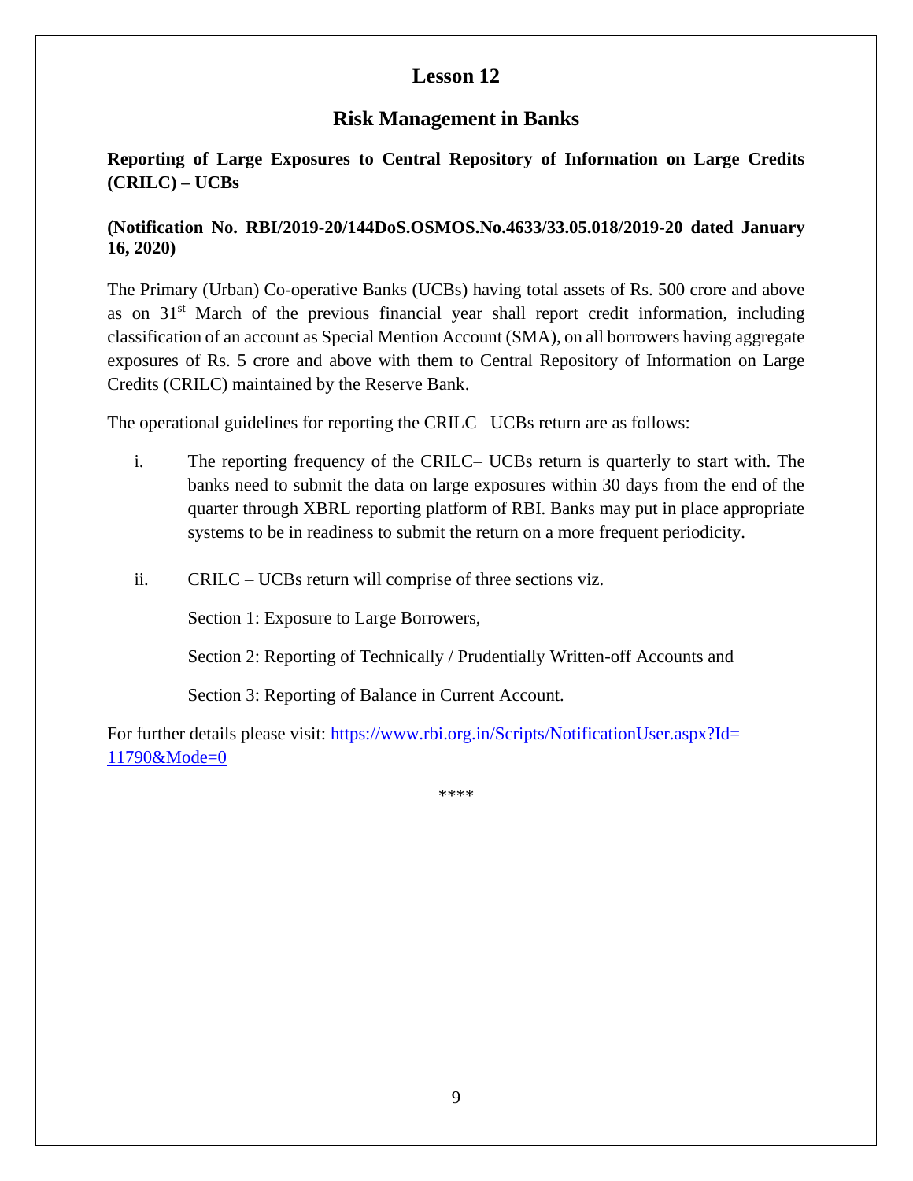# Lesson 12

## Risk Management in Banks

**Reporting of Large Exposures to Central Repository of Information on Large Credits (CRILC) – UCBs**

**(Notification No. RBI/2019-20/144DoS.OSMOS.No.4633/33.05.018/2019-20 dated January 16, 2020)**

The Primary (Urban) Co-operative Banks (UCBs) having total assets of Rs. 500 crore and above as on 31st March of the previous financial year shall report credit information, including classification of an account as Special Mention Account (SMA), on all borrowers having aggregate exposures of Rs. 5 crore and above with them to Central Repository of Information on Large Credits (CRILC) maintained by the Reserve Bank.

The operational guidelines for reporting the CRILC– UCBs return are as follows:

i. The reporting frequency of the CRILC– UCBs return is quarterly to start with. The banks need to submit the data on large exposures within 30 days from the end of the quarter through XBRL reporting platform of RBI. Banks may put in place appropriate systems to be in readiness to submit the return on a more frequent periodicity.

ii. CRILC – UCBs return will comprise of three sections viz.

   Section 1: Exposure to Large Borrowers,

   Section 2: Reporting of Technically / Prudentially Written-off Accounts and

   Section 3: Reporting of Balance in Current Account.

For further details please visit: https://www.rbi.org.in/Scripts/NotificationUser.aspx?Id=11790&Mode=0

****